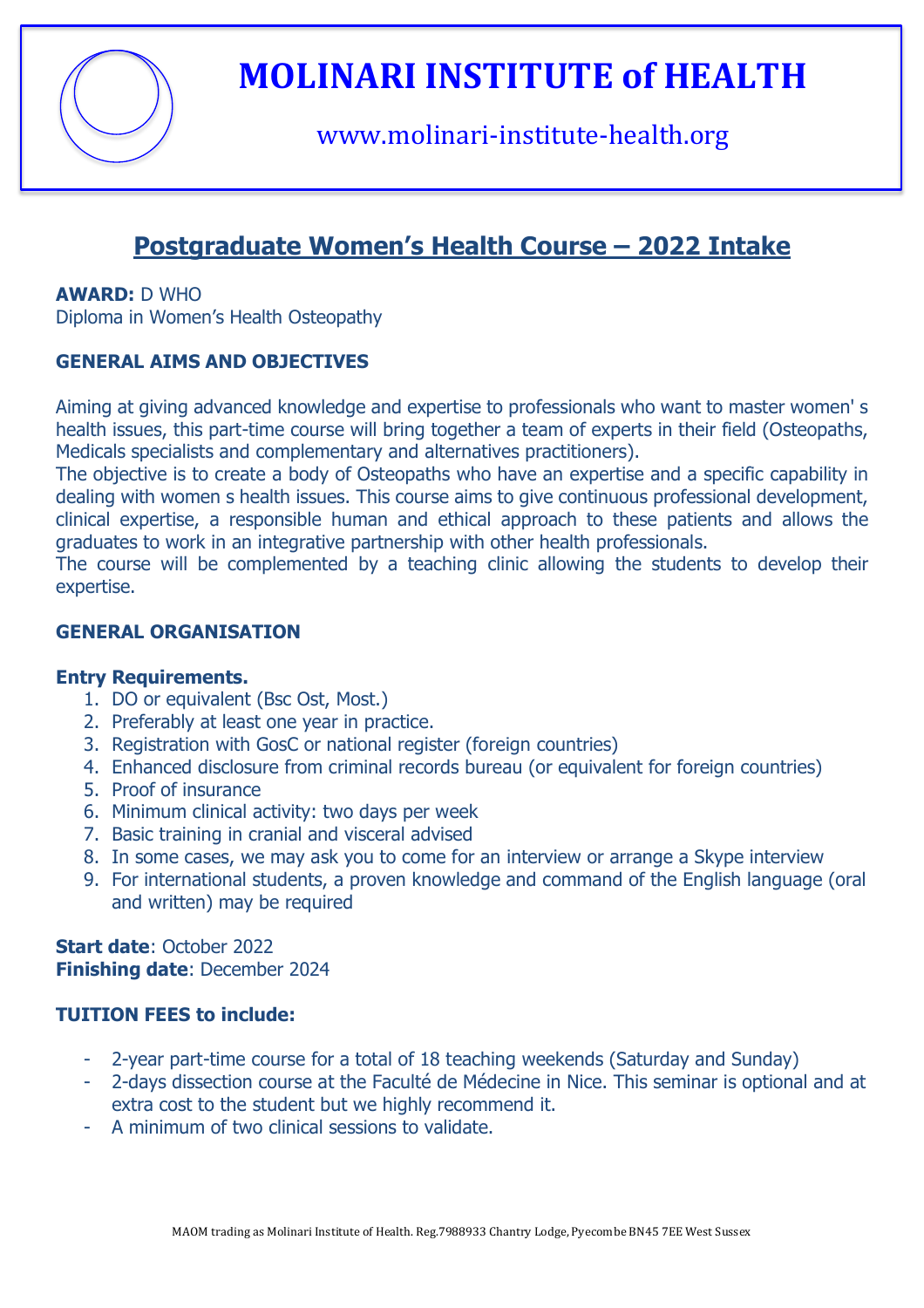# MOLINARI INSTITUTE of HEALTH

www.molinari-institute-health.org

## Postgraduate Women's Health Course – 2022 Intake

**AWARD:** D WHO
Diploma in Women's Health Osteopathy

### GENERAL AIMS AND OBJECTIVES

Aiming at giving advanced knowledge and expertise to professionals who want to master women' s health issues, this part-time course will bring together a team of experts in their field (Osteopaths, Medicals specialists and complementary and alternatives practitioners).
The objective is to create a body of Osteopaths who have an expertise and a specific capability in dealing with women s health issues. This course aims to give continuous professional development, clinical expertise, a responsible human and ethical approach to these patients and allows the graduates to work in an integrative partnership with other health professionals.
The course will be complemented by a teaching clinic allowing the students to develop their expertise.

### GENERAL ORGANISATION

**Entry Requirements.**

1. DO or equivalent (Bsc Ost, Most.)
2. Preferably at least one year in practice.
3. Registration with GosC or national register (foreign countries)
4. Enhanced disclosure from criminal records bureau (or equivalent for foreign countries)
5. Proof of insurance
6. Minimum clinical activity: two days per week
7. Basic training in cranial and visceral advised
8. In some cases, we may ask you to come for an interview or arrange a Skype interview
9. For international students, a proven knowledge and command of the English language (oral and written) may be required

**Start date**: October 2022
**Finishing date**: December 2024

**TUITION FEES to include:**

- 2-year part-time course for a total of 18 teaching weekends (Saturday and Sunday)
- 2-days dissection course at the Faculté de Médecine in Nice. This seminar is optional and at extra cost to the student but we highly recommend it.
- A minimum of two clinical sessions to validate.

MAOM trading as Molinari Institute of Health. Reg.7988933 Chantry Lodge, Pyecombe BN45 7EE West Sussex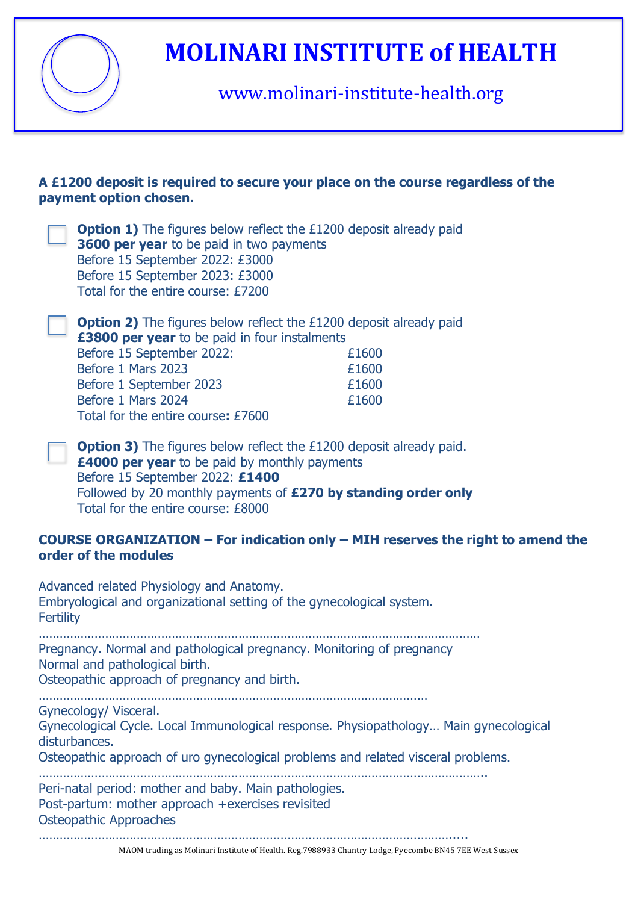# MOLINARI INSTITUTE of HEALTH

www.molinari-institute-health.org

**A £1200 deposit is required to secure your place on the course regardless of the payment option chosen.**

☐ **Option 1)** The figures below reflect the £1200 deposit already paid
**3600 per year** to be paid in two payments
Before 15 September 2022: £3000
Before 15 September 2023: £3000
Total for the entire course: £7200

☐ **Option 2)** The figures below reflect the £1200 deposit already paid
**£3800 per year** to be paid in four instalments

| | |
|---|---|
| Before 15 September 2022: | £1600 |
| Before 1 Mars 2023 | £1600 |
| Before 1 September 2023 | £1600 |
| Before 1 Mars 2024 | £1600 |

Total for the entire course**:** £7600

☐ **Option 3)** The figures below reflect the £1200 deposit already paid.
**£4000 per year** to be paid by monthly payments
Before 15 September 2022: **£1400**
Followed by 20 monthly payments of **£270 by standing order only**
Total for the entire course: £8000

**COURSE ORGANIZATION – For indication only – MIH reserves the right to amend the order of the modules**

Advanced related Physiology and Anatomy.
Embryological and organizational setting of the gynecological system.
Fertility
……………………………………………………………………………………………………………
Pregnancy. Normal and pathological pregnancy. Monitoring of pregnancy
Normal and pathological birth.
Osteopathic approach of pregnancy and birth.
……………………………………………………………………………………………
Gynecology/ Visceral.
Gynecological Cycle. Local Immunological response. Physiopathology… Main gynecological disturbances.
Osteopathic approach of uro gynecological problems and related visceral problems.
…………………………………………………………………………………………………………..
Peri-natal period: mother and baby. Main pathologies.
Post-partum: mother approach +exercises revisited
Osteopathic Approaches
…………………………………………………………………………………………………………..

MAOM trading as Molinari Institute of Health. Reg.7988933 Chantry Lodge, Pyecombe BN45 7EE West Sussex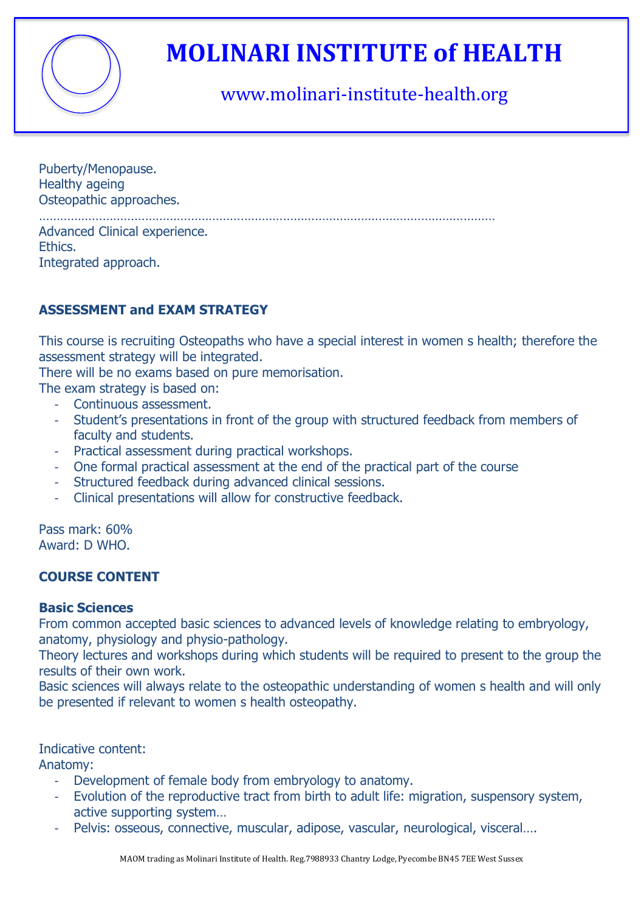Puberty/Menopause.
Healthy ageing
Osteopathic approaches.
……………………………………………………………………………………………………………
Advanced Clinical experience.
Ethics.
Integrated approach.

**ASSESSMENT and EXAM STRATEGY**

This course is recruiting Osteopaths who have a special interest in women s health; therefore the assessment strategy will be integrated.
There will be no exams based on pure memorisation.
The exam strategy is based on:

- Continuous assessment.
- Student's presentations in front of the group with structured feedback from members of faculty and students.
- Practical assessment during practical workshops.
- One formal practical assessment at the end of the practical part of the course
- Structured feedback during advanced clinical sessions.
- Clinical presentations will allow for constructive feedback.

Pass mark: 60%
Award: D WHO.

**COURSE CONTENT**

**Basic Sciences**
From common accepted basic sciences to advanced levels of knowledge relating to embryology, anatomy, physiology and physio-pathology.
Theory lectures and workshops during which students will be required to present to the group the results of their own work.
Basic sciences will always relate to the osteopathic understanding of women s health and will only be presented if relevant to women s health osteopathy.

Indicative content:
Anatomy:

- Development of female body from embryology to anatomy.
- Evolution of the reproductive tract from birth to adult life: migration, suspensory system, active supporting system…
- Pelvis: osseous, connective, muscular, adipose, vascular, neurological, visceral….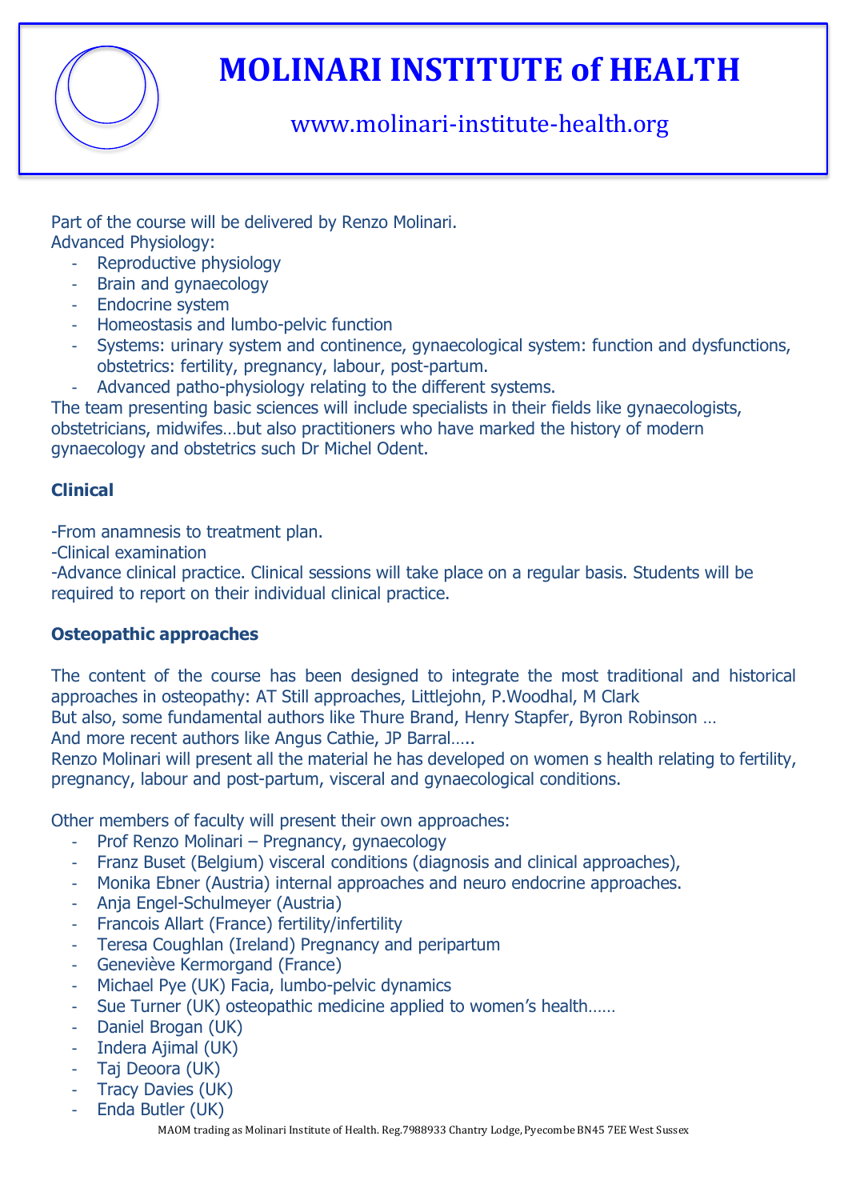# MOLINARI INSTITUTE of HEALTH

www.molinari-institute-health.org

Part of the course will be delivered by Renzo Molinari.

Advanced Physiology:

- Reproductive physiology
- Brain and gynaecology
- Endocrine system
- Homeostasis and lumbo-pelvic function
- Systems: urinary system and continence, gynaecological system: function and dysfunctions, obstetrics: fertility, pregnancy, labour, post-partum.
- Advanced patho-physiology relating to the different systems.

The team presenting basic sciences will include specialists in their fields like gynaecologists, obstetricians, midwifes…but also practitioners who have marked the history of modern gynaecology and obstetrics such Dr Michel Odent.

### Clinical

-From anamnesis to treatment plan.

-Clinical examination

-Advance clinical practice. Clinical sessions will take place on a regular basis. Students will be required to report on their individual clinical practice.

### Osteopathic approaches

The content of the course has been designed to integrate the most traditional and historical approaches in osteopathy: AT Still approaches, Littlejohn, P.Woodhal, M Clark

But also, some fundamental authors like Thure Brand, Henry Stapfer, Byron Robinson …

And more recent authors like Angus Cathie, JP Barral…..

Renzo Molinari will present all the material he has developed on women s health relating to fertility, pregnancy, labour and post-partum, visceral and gynaecological conditions.

Other members of faculty will present their own approaches:

- Prof Renzo Molinari – Pregnancy, gynaecology
- Franz Buset (Belgium) visceral conditions (diagnosis and clinical approaches),
- Monika Ebner (Austria) internal approaches and neuro endocrine approaches.
- Anja Engel-Schulmeyer (Austria)
- Francois Allart (France) fertility/infertility
- Teresa Coughlan (Ireland) Pregnancy and peripartum
- Geneviève Kermorgand (France)
- Michael Pye (UK) Facia, lumbo-pelvic dynamics
- Sue Turner (UK) osteopathic medicine applied to women's health……
- Daniel Brogan (UK)
- Indera Ajimal (UK)
- Taj Deoora (UK)
- Tracy Davies (UK)
- Enda Butler (UK)

MAOM trading as Molinari Institute of Health. Reg.7988933 Chantry Lodge, Pyecombe BN45 7EE West Sussex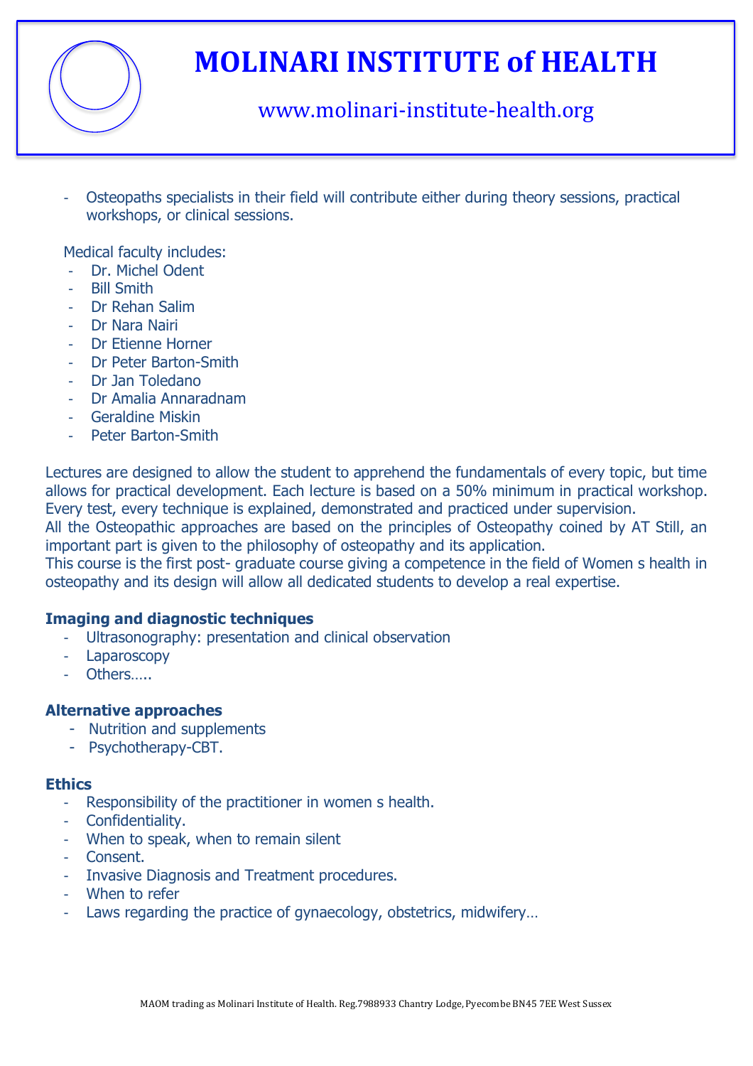- Osteopaths specialists in their field will contribute either during theory sessions, practical workshops, or clinical sessions.

Medical faculty includes:

- Dr. Michel Odent
- Bill Smith
- Dr Rehan Salim
- Dr Nara Nairi
- Dr Etienne Horner
- Dr Peter Barton-Smith
- Dr Jan Toledano
- Dr Amalia Annaradnam
- Geraldine Miskin
- Peter Barton-Smith

Lectures are designed to allow the student to apprehend the fundamentals of every topic, but time allows for practical development. Each lecture is based on a 50% minimum in practical workshop. Every test, every technique is explained, demonstrated and practiced under supervision.
All the Osteopathic approaches are based on the principles of Osteopathy coined by AT Still, an important part is given to the philosophy of osteopathy and its application.
This course is the first post- graduate course giving a competence in the field of Women s health in osteopathy and its design will allow all dedicated students to develop a real expertise.

**Imaging and diagnostic techniques**

- Ultrasonography: presentation and clinical observation
- Laparoscopy
- Others…..

**Alternative approaches**

- Nutrition and supplements
- Psychotherapy-CBT.

**Ethics**

- Responsibility of the practitioner in women s health.
- Confidentiality.
- When to speak, when to remain silent
- Consent.
- Invasive Diagnosis and Treatment procedures.
- When to refer
- Laws regarding the practice of gynaecology, obstetrics, midwifery…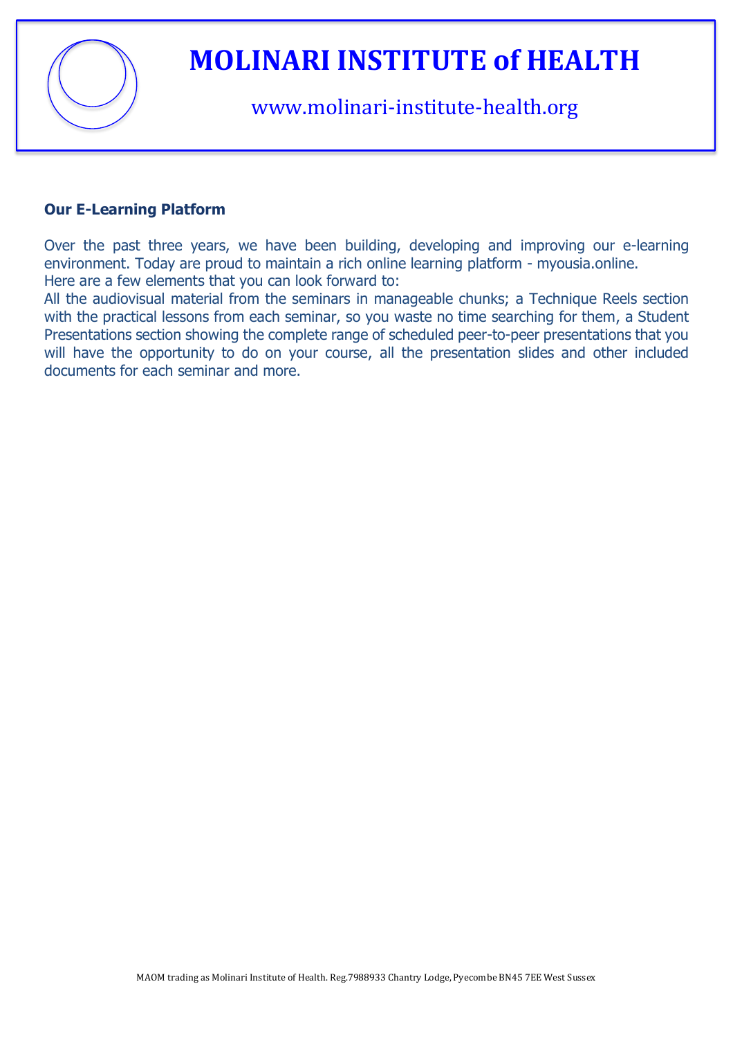**Our E-Learning Platform**

Over the past three years, we have been building, developing and improving our e-learning environment. Today are proud to maintain a rich online learning platform - myousia.online.
Here are a few elements that you can look forward to:
All the audiovisual material from the seminars in manageable chunks; a Technique Reels section with the practical lessons from each seminar, so you waste no time searching for them, a Student Presentations section showing the complete range of scheduled peer-to-peer presentations that you will have the opportunity to do on your course, all the presentation slides and other included documents for each seminar and more.